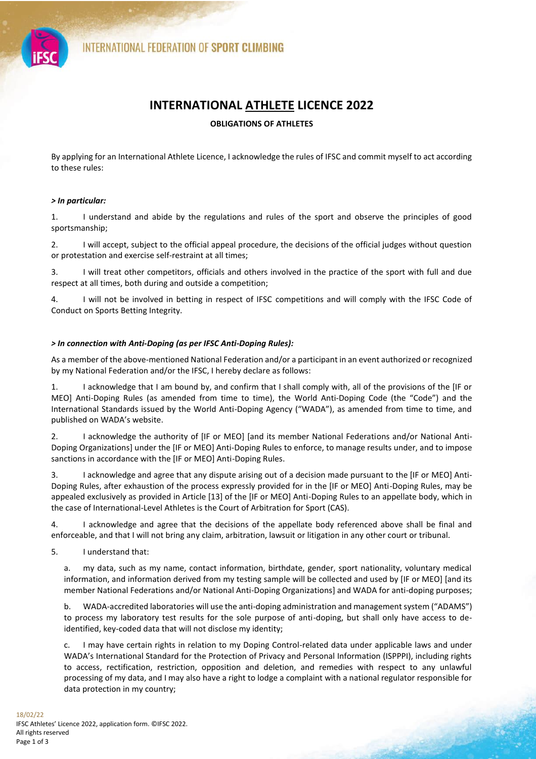# INTERNATIONAL ATHLETE LICENCE 2022

**OBLIGATIONS OF ATHLETES**

By applying for an International Athlete Licence, I acknowledge the rules of IFSC and commit myself to act according to these rules:

***> In particular:***

1. I understand and abide by the regulations and rules of the sport and observe the principles of good sportsmanship;

2. I will accept, subject to the official appeal procedure, the decisions of the official judges without question or protestation and exercise self-restraint at all times;

3. I will treat other competitors, officials and others involved in the practice of the sport with full and due respect at all times, both during and outside a competition;

4. I will not be involved in betting in respect of IFSC competitions and will comply with the IFSC Code of Conduct on Sports Betting Integrity.

***> In connection with Anti-Doping (as per IFSC Anti-Doping Rules):***

As a member of the above-mentioned National Federation and/or a participant in an event authorized or recognized by my National Federation and/or the IFSC, I hereby declare as follows:

1. I acknowledge that I am bound by, and confirm that I shall comply with, all of the provisions of the [IF or MEO] Anti-Doping Rules (as amended from time to time), the World Anti-Doping Code (the "Code") and the International Standards issued by the World Anti-Doping Agency ("WADA"), as amended from time to time, and published on WADA's website.

2. I acknowledge the authority of [IF or MEO] [and its member National Federations and/or National Anti-Doping Organizations] under the [IF or MEO] Anti-Doping Rules to enforce, to manage results under, and to impose sanctions in accordance with the [IF or MEO] Anti-Doping Rules.

3. I acknowledge and agree that any dispute arising out of a decision made pursuant to the [IF or MEO] Anti-Doping Rules, after exhaustion of the process expressly provided for in the [IF or MEO] Anti-Doping Rules, may be appealed exclusively as provided in Article [13] of the [IF or MEO] Anti-Doping Rules to an appellate body, which in the case of International-Level Athletes is the Court of Arbitration for Sport (CAS).

4. I acknowledge and agree that the decisions of the appellate body referenced above shall be final and enforceable, and that I will not bring any claim, arbitration, lawsuit or litigation in any other court or tribunal.

5. I understand that:

   a. my data, such as my name, contact information, birthdate, gender, sport nationality, voluntary medical information, and information derived from my testing sample will be collected and used by [IF or MEO] [and its member National Federations and/or National Anti-Doping Organizations] and WADA for anti-doping purposes;

   b. WADA-accredited laboratories will use the anti-doping administration and management system ("ADAMS") to process my laboratory test results for the sole purpose of anti-doping, but shall only have access to de-identified, key-coded data that will not disclose my identity;

   c. I may have certain rights in relation to my Doping Control-related data under applicable laws and under WADA's International Standard for the Protection of Privacy and Personal Information (ISPPPI), including rights to access, rectification, restriction, opposition and deletion, and remedies with respect to any unlawful processing of my data, and I may also have a right to lodge a complaint with a national regulator responsible for data protection in my country;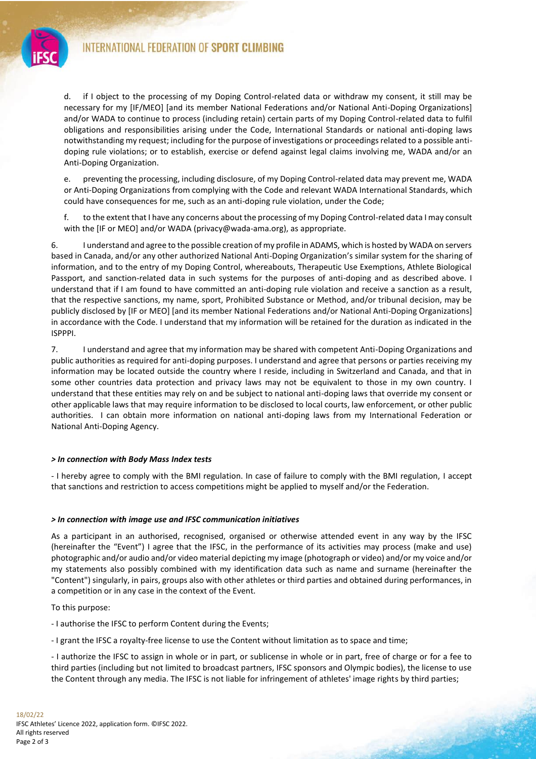d. if I object to the processing of my Doping Control-related data or withdraw my consent, it still may be necessary for my [IF/MEO] [and its member National Federations and/or National Anti-Doping Organizations] and/or WADA to continue to process (including retain) certain parts of my Doping Control-related data to fulfil obligations and responsibilities arising under the Code, International Standards or national anti-doping laws notwithstanding my request; including for the purpose of investigations or proceedings related to a possible anti-doping rule violations; or to establish, exercise or defend against legal claims involving me, WADA and/or an Anti-Doping Organization.

e. preventing the processing, including disclosure, of my Doping Control-related data may prevent me, WADA or Anti-Doping Organizations from complying with the Code and relevant WADA International Standards, which could have consequences for me, such as an anti-doping rule violation, under the Code;

f. to the extent that I have any concerns about the processing of my Doping Control-related data I may consult with the [IF or MEO] and/or WADA (privacy@wada-ama.org), as appropriate.

6. I understand and agree to the possible creation of my profile in ADAMS, which is hosted by WADA on servers based in Canada, and/or any other authorized National Anti-Doping Organization's similar system for the sharing of information, and to the entry of my Doping Control, whereabouts, Therapeutic Use Exemptions, Athlete Biological Passport, and sanction-related data in such systems for the purposes of anti-doping and as described above. I understand that if I am found to have committed an anti-doping rule violation and receive a sanction as a result, that the respective sanctions, my name, sport, Prohibited Substance or Method, and/or tribunal decision, may be publicly disclosed by [IF or MEO] [and its member National Federations and/or National Anti-Doping Organizations] in accordance with the Code. I understand that my information will be retained for the duration as indicated in the ISPPPI.

7. I understand and agree that my information may be shared with competent Anti-Doping Organizations and public authorities as required for anti-doping purposes. I understand and agree that persons or parties receiving my information may be located outside the country where I reside, including in Switzerland and Canada, and that in some other countries data protection and privacy laws may not be equivalent to those in my own country. I understand that these entities may rely on and be subject to national anti-doping laws that override my consent or other applicable laws that may require information to be disclosed to local courts, law enforcement, or other public authorities. I can obtain more information on national anti-doping laws from my International Federation or National Anti-Doping Agency.

***> In connection with Body Mass Index tests***

- I hereby agree to comply with the BMI regulation. In case of failure to comply with the BMI regulation, I accept that sanctions and restriction to access competitions might be applied to myself and/or the Federation.

***> In connection with image use and IFSC communication initiatives***

As a participant in an authorised, recognised, organised or otherwise attended event in any way by the IFSC (hereinafter the "Event") I agree that the IFSC, in the performance of its activities may process (make and use) photographic and/or audio and/or video material depicting my image (photograph or video) and/or my voice and/or my statements also possibly combined with my identification data such as name and surname (hereinafter the "Content") singularly, in pairs, groups also with other athletes or third parties and obtained during performances, in a competition or in any case in the context of the Event.

To this purpose:

- I authorise the IFSC to perform Content during the Events;
- I grant the IFSC a royalty-free license to use the Content without limitation as to space and time;
- I authorize the IFSC to assign in whole or in part, or sublicense in whole or in part, free of charge or for a fee to third parties (including but not limited to broadcast partners, IFSC sponsors and Olympic bodies), the license to use the Content through any media. The IFSC is not liable for infringement of athletes' image rights by third parties;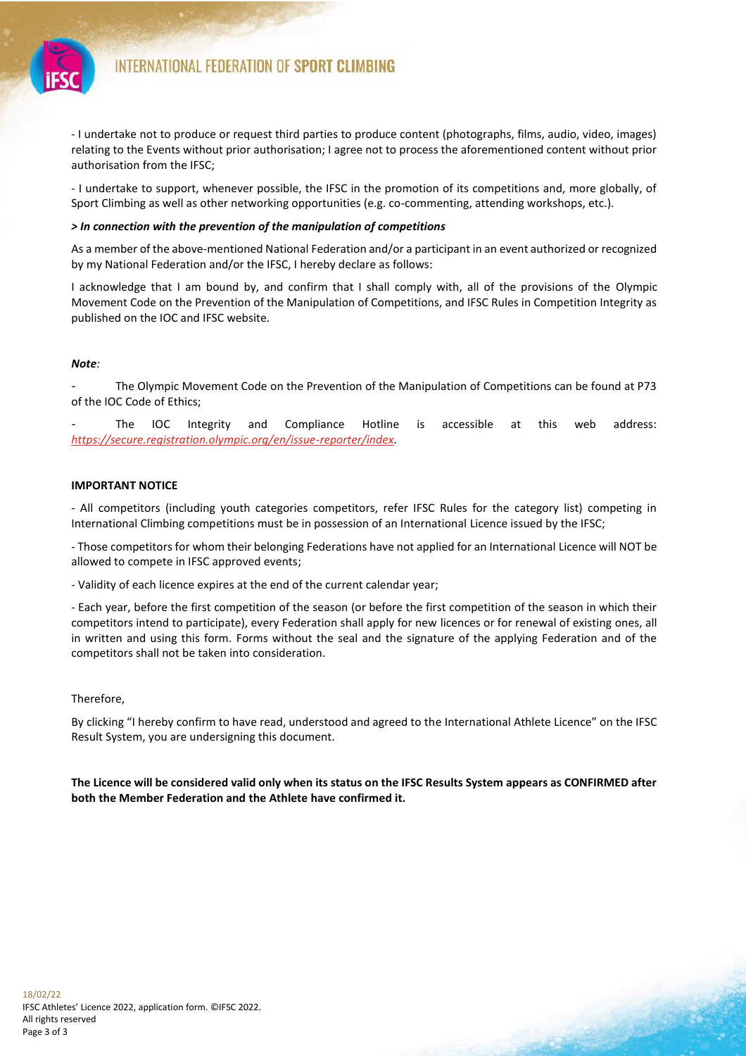- I undertake not to produce or request third parties to produce content (photographs, films, audio, video, images) relating to the Events without prior authorisation; I agree not to process the aforementioned content without prior authorisation from the IFSC;

- I undertake to support, whenever possible, the IFSC in the promotion of its competitions and, more globally, of Sport Climbing as well as other networking opportunities (e.g. co-commenting, attending workshops, etc.).

***> In connection with the prevention of the manipulation of competitions***

As a member of the above-mentioned National Federation and/or a participant in an event authorized or recognized by my National Federation and/or the IFSC, I hereby declare as follows:

I acknowledge that I am bound by, and confirm that I shall comply with, all of the provisions of the Olympic Movement Code on the Prevention of the Manipulation of Competitions, and IFSC Rules in Competition Integrity as published on the IOC and IFSC website.

***Note:***

- The Olympic Movement Code on the Prevention of the Manipulation of Competitions can be found at P73 of the IOC Code of Ethics;
- The IOC Integrity and Compliance Hotline is accessible at this web address: *https://secure.registration.olympic.org/en/issue-reporter/index.*

**IMPORTANT NOTICE**

- All competitors (including youth categories competitors, refer IFSC Rules for the category list) competing in International Climbing competitions must be in possession of an International Licence issued by the IFSC;

- Those competitors for whom their belonging Federations have not applied for an International Licence will NOT be allowed to compete in IFSC approved events;

- Validity of each licence expires at the end of the current calendar year;

- Each year, before the first competition of the season (or before the first competition of the season in which their competitors intend to participate), every Federation shall apply for new licences or for renewal of existing ones, all in written and using this form. Forms without the seal and the signature of the applying Federation and of the competitors shall not be taken into consideration.

Therefore,

By clicking "I hereby confirm to have read, understood and agreed to the International Athlete Licence" on the IFSC Result System, you are undersigning this document.

**The Licence will be considered valid only when its status on the IFSC Results System appears as CONFIRMED after both the Member Federation and the Athlete have confirmed it.**